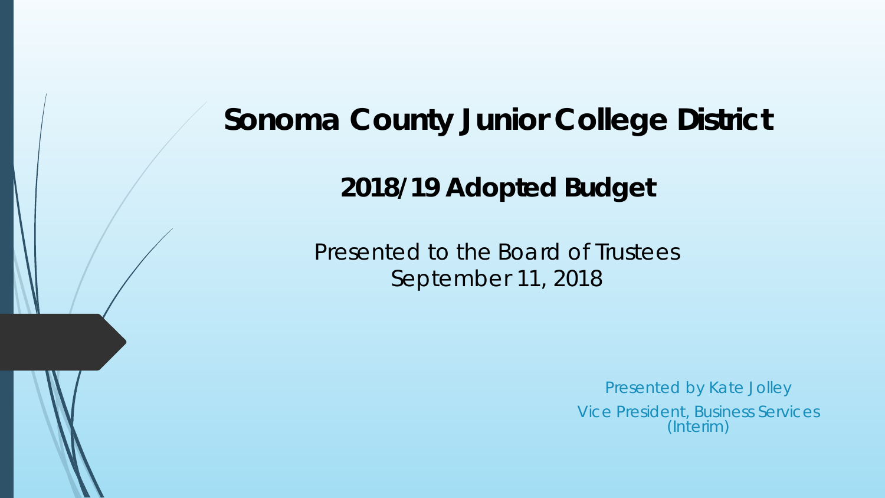# Sonoma County Junior College District

## 2018/19 Adopted Budget

Presented to the Board of Trustees
September 11, 2018

Presented by Kate Jolley
Vice President, Business Services (Interim)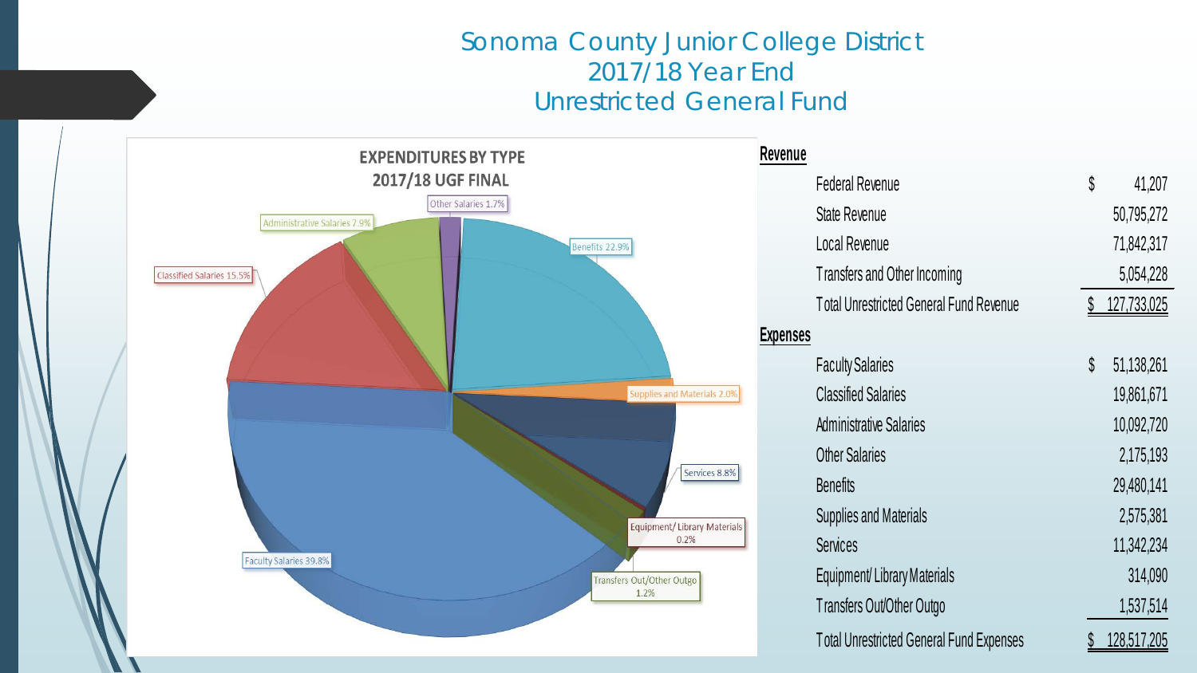# Sonoma County Junior College District
## 2017/18 Year End
## Unrestricted General Fund

**EXPENDITURES BY TYPE**
**2017/18 UGF FINAL**

- Faculty Salaries 39.8%
- Classified Salaries 15.5%
- Administrative Salaries 7.9%
- Other Salaries 1.7%
- Benefits 22.9%
- Supplies and Materials 2.0%
- Services 8.8%
- Equipment/ Library Materials 0.2%
- Transfers Out/Other Outgo 1.2%

| | |
|---|---|
| **Revenue** | |
| Federal Revenue | $ 41,207 |
| State Revenue | 50,795,272 |
| Local Revenue | 71,842,317 |
| Transfers and Other Incoming | 5,054,228 |
| Total Unrestricted General Fund Revenue | $ 127,733,025 |
| **Expenses** | |
| Faculty Salaries | $ 51,138,261 |
| Classified Salaries | 19,861,671 |
| Administrative Salaries | 10,092,720 |
| Other Salaries | 2,175,193 |
| Benefits | 29,480,141 |
| Supplies and Materials | 2,575,381 |
| Services | 11,342,234 |
| Equipment/ Library Materials | 314,090 |
| Transfers Out/Other Outgo | 1,537,514 |
| Total Unrestricted General Fund Expenses | $ 128,517,205 |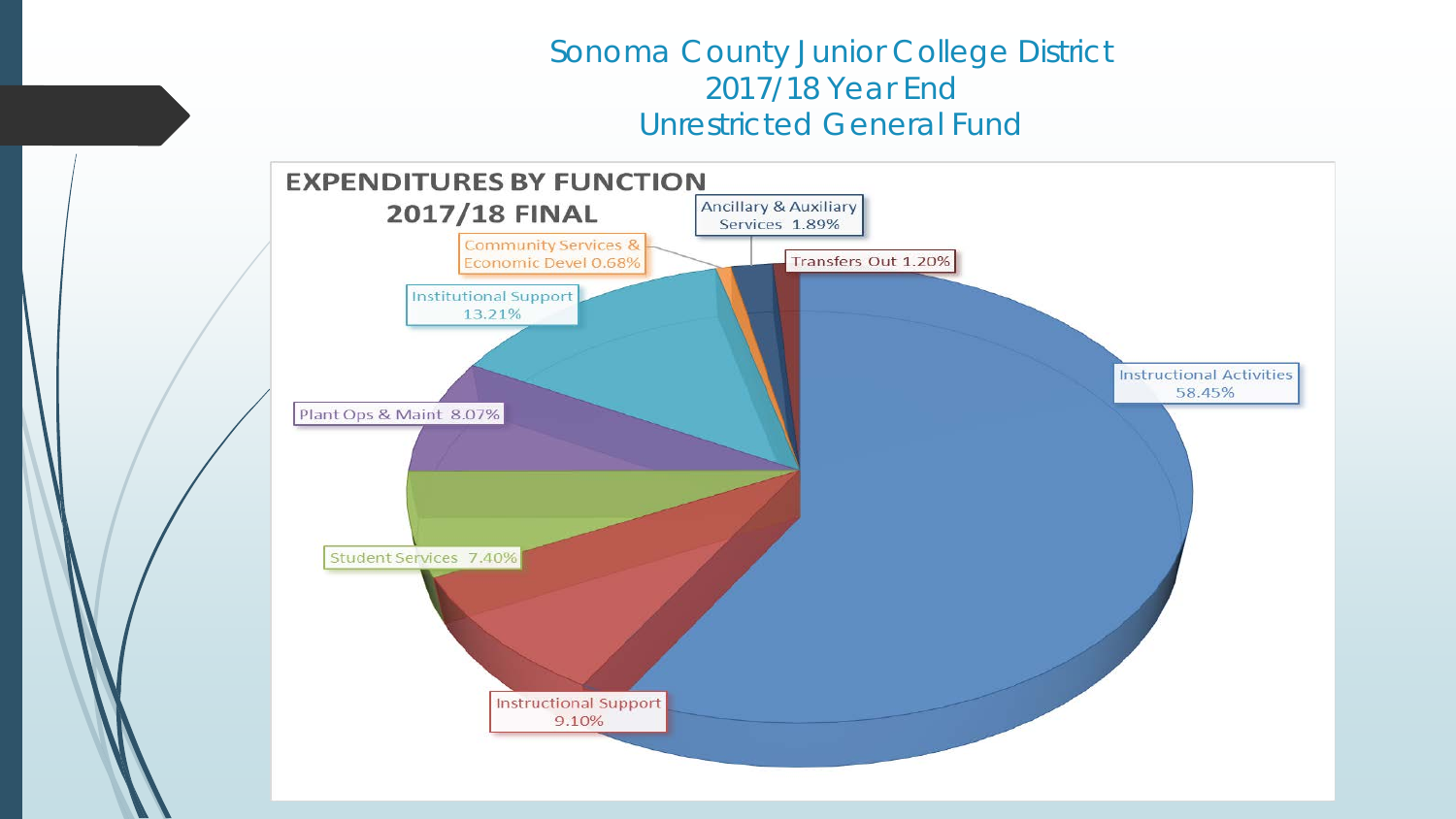# Sonoma County Junior College District
## 2017/18 Year End
## Unrestricted General Fund

**EXPENDITURES BY FUNCTION**
**2017/18 FINAL**

| Function | Percentage |
| --- | --- |
| Instructional Activities | 58.45% |
| Instructional Support | 9.10% |
| Student Services | 7.40% |
| Plant Ops & Maint | 8.07% |
| Institutional Support | 13.21% |
| Community Services & Economic Devel | 0.68% |
| Ancillary & Auxiliary Services | 1.89% |
| Transfers Out | 1.20% |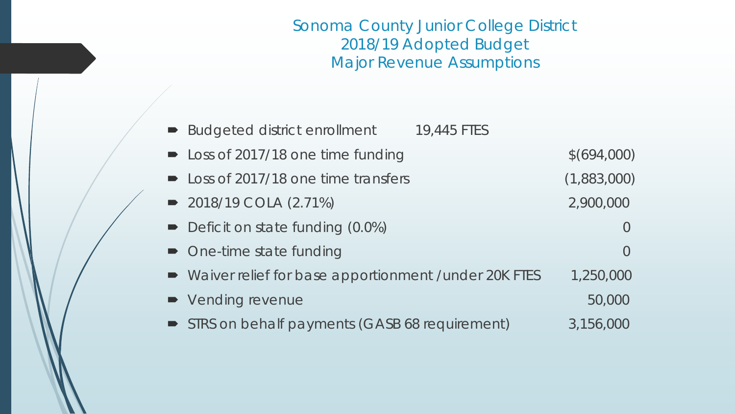# Sonoma County Junior College District
## 2018/19 Adopted Budget
## Major Revenue Assumptions

- Budgeted district enrollment 19,445 FTES
- Loss of 2017/18 one time funding $(694,000)
- Loss of 2017/18 one time transfers (1,883,000)
- 2018/19 COLA (2.71%) 2,900,000
- Deficit on state funding (0.0%) 0
- One-time state funding 0
- Waiver relief for base apportionment /under 20K FTES 1,250,000
- Vending revenue 50,000
- STRS on behalf payments (GASB 68 requirement) 3,156,000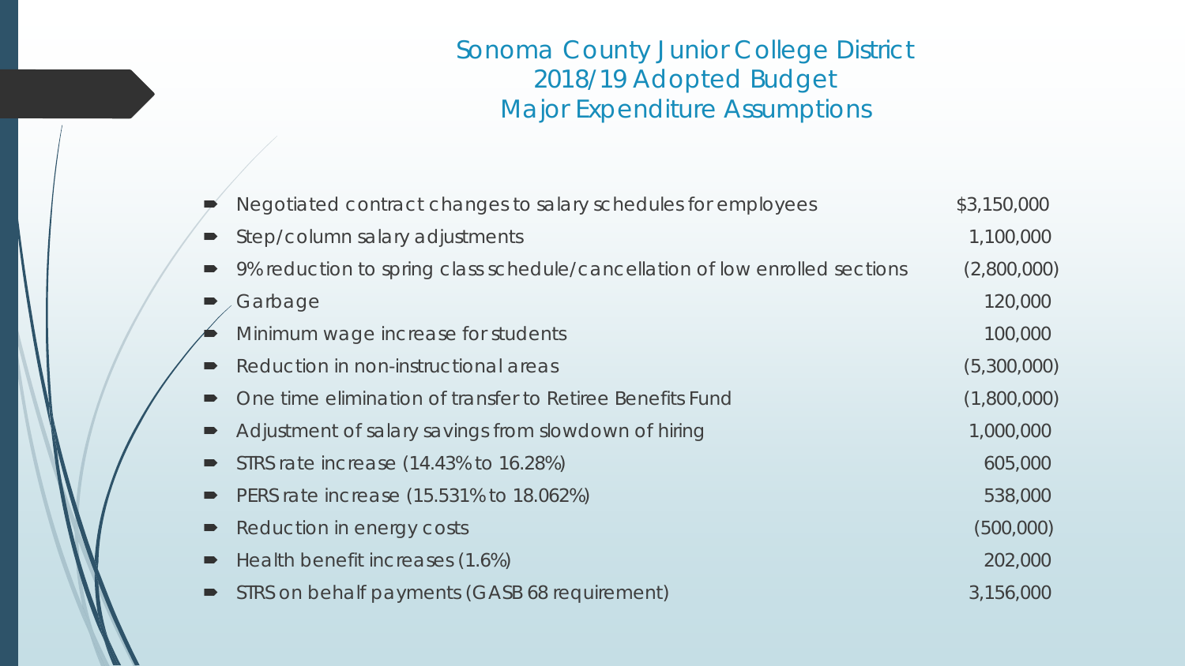# Sonoma County Junior College District
## 2018/19 Adopted Budget
## Major Expenditure Assumptions

| | |
|---|---:|
| Negotiated contract changes to salary schedules for employees | $3,150,000 |
| Step/column salary adjustments | 1,100,000 |
| 9% reduction to spring class schedule/cancellation of low enrolled sections | (2,800,000) |
| Garbage | 120,000 |
| Minimum wage increase for students | 100,000 |
| Reduction in non-instructional areas | (5,300,000) |
| One time elimination of transfer to Retiree Benefits Fund | (1,800,000) |
| Adjustment of salary savings from slowdown of hiring | 1,000,000 |
| STRS rate increase (14.43% to 16.28%) | 605,000 |
| PERS rate increase (15.531% to 18.062%) | 538,000 |
| Reduction in energy costs | (500,000) |
| Health benefit increases (1.6%) | 202,000 |
| STRS on behalf payments (GASB 68 requirement) | 3,156,000 |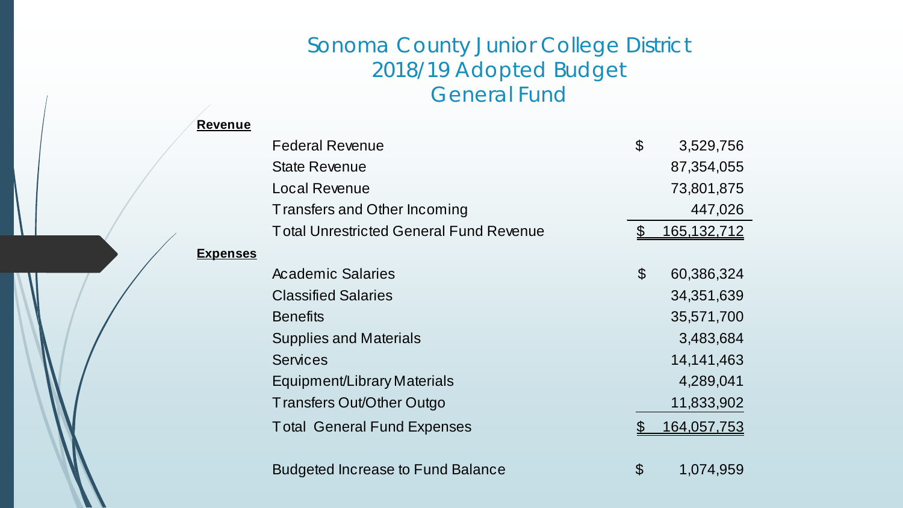# Sonoma County Junior College District
## 2018/19 Adopted Budget
## General Fund

| | | Amount |
|---|---|---|
| **Revenue** | | |
| | Federal Revenue | $ 3,529,756 |
| | State Revenue | 87,354,055 |
| | Local Revenue | 73,801,875 |
| | Transfers and Other Incoming | 447,026 |
| | Total Unrestricted General Fund Revenue | $ 165,132,712 |
| **Expenses** | | |
| | Academic Salaries | $ 60,386,324 |
| | Classified Salaries | 34,351,639 |
| | Benefits | 35,571,700 |
| | Supplies and Materials | 3,483,684 |
| | Services | 14,141,463 |
| | Equipment/Library Materials | 4,289,041 |
| | Transfers Out/Other Outgo | 11,833,902 |
| | Total General Fund Expenses | $ 164,057,753 |
| | Budgeted Increase to Fund Balance | $ 1,074,959 |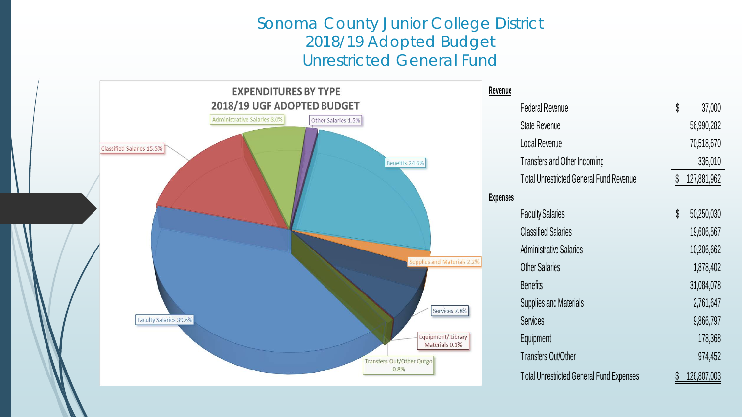# Sonoma County Junior College District
# 2018/19 Adopted Budget
# Unrestricted General Fund

**EXPENDITURES BY TYPE**
**2018/19 UGF ADOPTED BUDGET**

- Faculty Salaries 39.6%
- Classified Salaries 15.5%
- Administrative Salaries 8.0%
- Other Salaries 1.5%
- Benefits 24.5%
- Supplies and Materials 2.2%
- Services 7.8%
- Equipment/ Library Materials 0.1%
- Transfers Out/Other Outgo 0.8%

| | |
|---|---|
| **Revenue** | |
| Federal Revenue | $ 37,000 |
| State Revenue | 56,990,282 |
| Local Revenue | 70,518,670 |
| Transfers and Other Incoming | 336,010 |
| Total Unrestricted General Fund Revenue | $ 127,881,962 |
| **Expenses** | |
| Faculty Salaries | $ 50,250,030 |
| Classified Salaries | 19,606,567 |
| Administrative Salaries | 10,206,662 |
| Other Salaries | 1,878,402 |
| Benefits | 31,084,078 |
| Supplies and Materials | 2,761,647 |
| Services | 9,866,797 |
| Equipment | 178,368 |
| Transfers Out/Other | 974,452 |
| Total Unrestricted General Fund Expenses | $ 126,807,003 |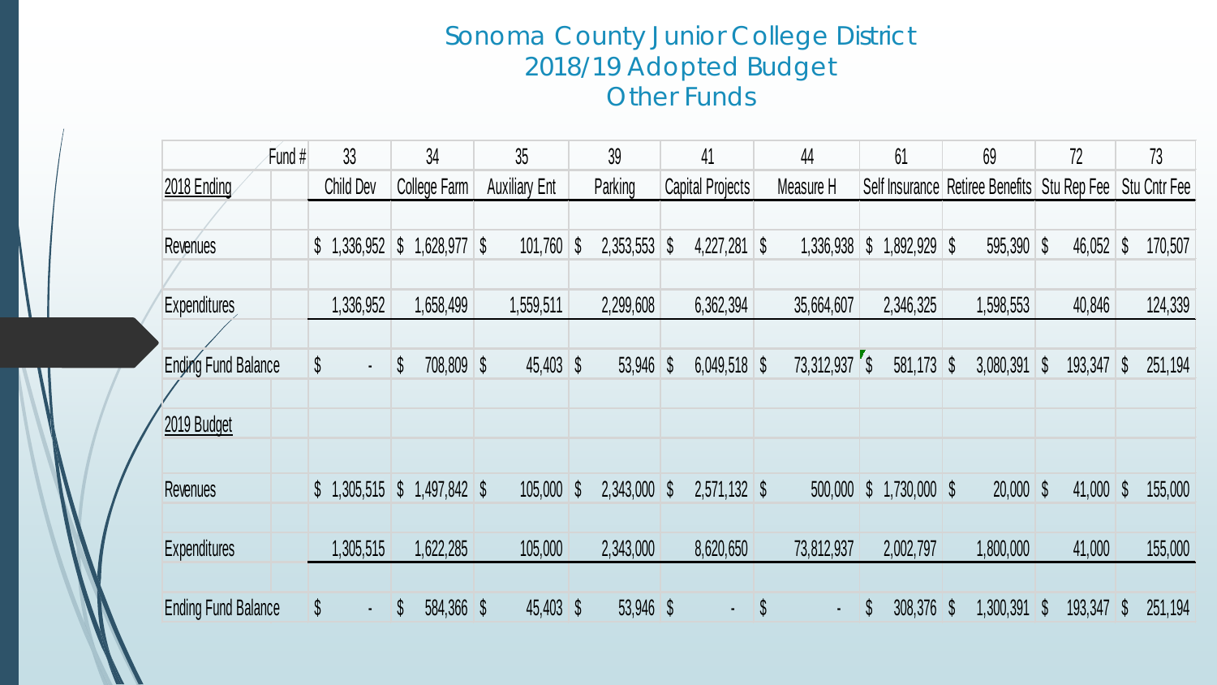# Sonoma County Junior College District
# 2018/19 Adopted Budget
# Other Funds

| Fund # | 33 | 34 | 35 | 39 | 41 | 44 | 61 | 69 | 72 | 73 |
|---|---|---|---|---|---|---|---|---|---|---|
| 2018 Ending | Child Dev | College Farm | Auxiliary Ent | Parking | Capital Projects | Measure H | Self Insurance | Retiree Benefits | Stu Rep Fee | Stu Cntr Fee |
| Revenues | $ 1,336,952 | $ 1,628,977 | $ 101,760 | $ 2,353,553 | $ 4,227,281 | $ 1,336,938 | $ 1,892,929 | $ 595,390 | $ 46,052 | $ 170,507 |
| Expenditures | 1,336,952 | 1,658,499 | 1,559,511 | 2,299,608 | 6,362,394 | 35,664,607 | 2,346,325 | 1,598,553 | 40,846 | 124,339 |
| Ending Fund Balance | $ - | $ 708,809 | $ 45,403 | $ 53,946 | $ 6,049,518 | $ 73,312,937 | $ 581,173 | $ 3,080,391 | $ 193,347 | $ 251,194 |
| 2019 Budget | | | | | | | | | | |
| Revenues | $ 1,305,515 | $ 1,497,842 | $ 105,000 | $ 2,343,000 | $ 2,571,132 | $ 500,000 | $ 1,730,000 | $ 20,000 | $ 41,000 | $ 155,000 |
| Expenditures | 1,305,515 | 1,622,285 | 105,000 | 2,343,000 | 8,620,650 | 73,812,937 | 2,002,797 | 1,800,000 | 41,000 | 155,000 |
| Ending Fund Balance | $ - | $ 584,366 | $ 45,403 | $ 53,946 | $ - | $ - | $ 308,376 | $ 1,300,391 | $ 193,347 | $ 251,194 |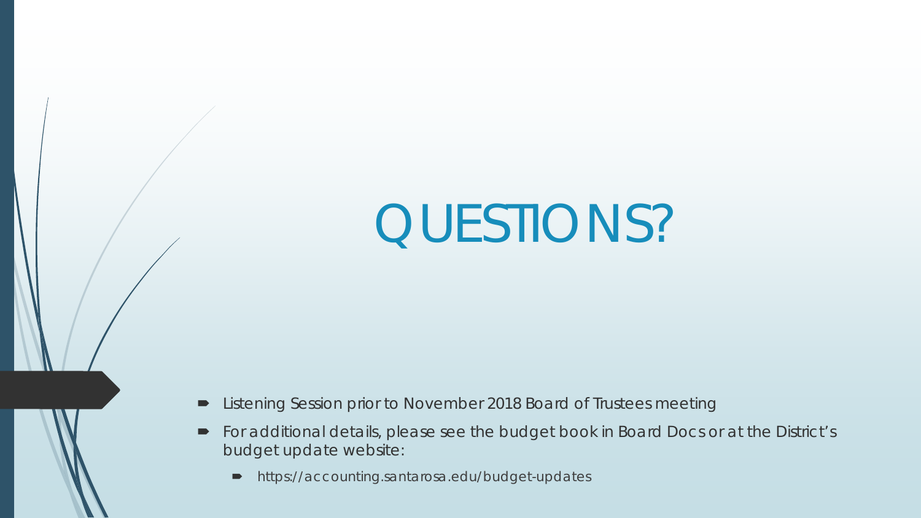# QUESTIONS?

- Listening Session prior to November 2018 Board of Trustees meeting
- For additional details, please see the budget book in Board Docs or at the District's budget update website:
  - https://accounting.santarosa.edu/budget-updates